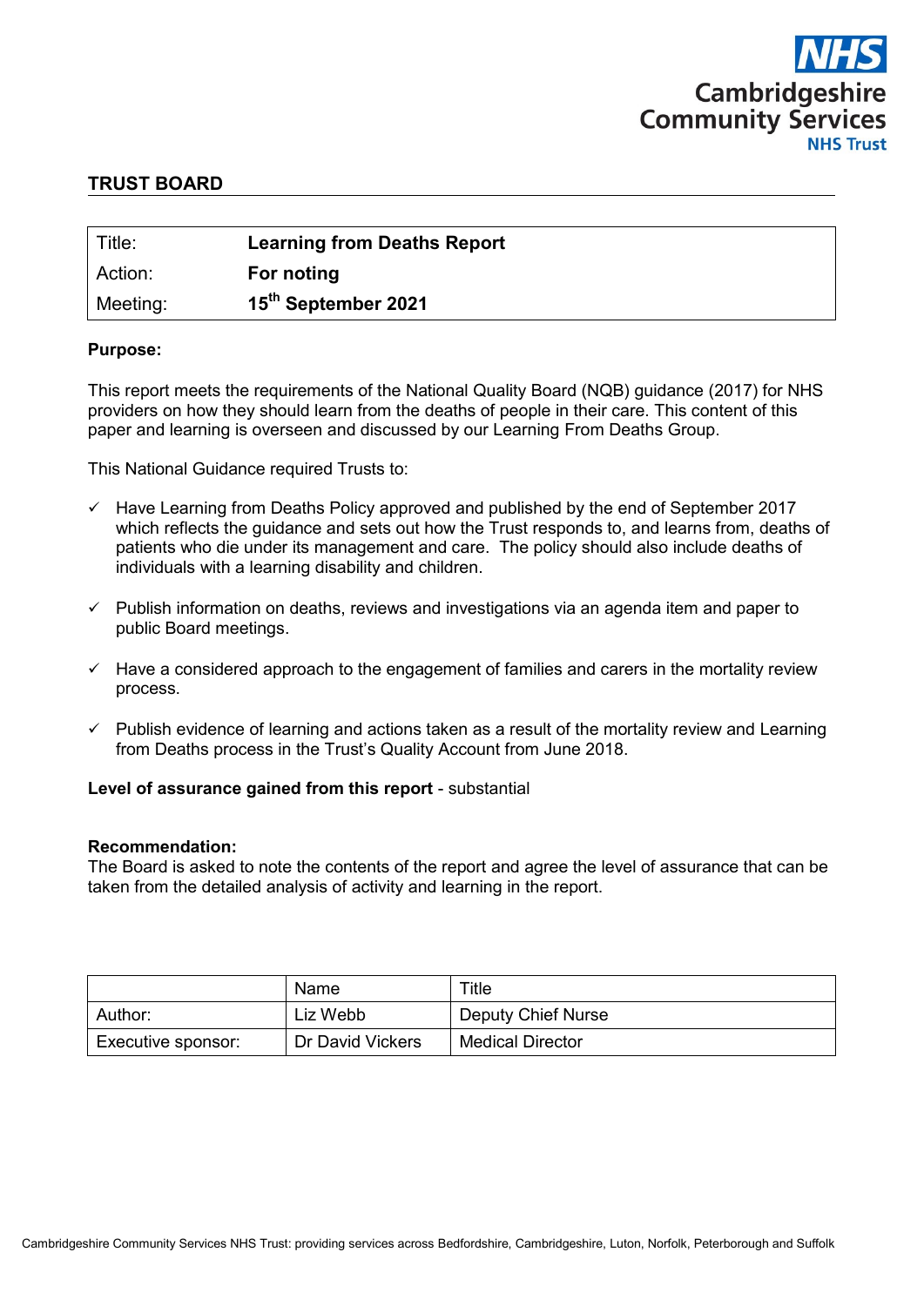Cambridgeshire Community Services NHS Trust

## TRUST BOARD

| | |
|---|---|
| Title: | **Learning from Deaths Report** |
| Action: | **For noting** |
| Meeting: | **15th September 2021** |

**Purpose:**

This report meets the requirements of the National Quality Board (NQB) guidance (2017) for NHS providers on how they should learn from the deaths of people in their care. This content of this paper and learning is overseen and discussed by our Learning From Deaths Group.

This National Guidance required Trusts to:

- ✓ Have Learning from Deaths Policy approved and published by the end of September 2017 which reflects the guidance and sets out how the Trust responds to, and learns from, deaths of patients who die under its management and care. The policy should also include deaths of individuals with a learning disability and children.
- ✓ Publish information on deaths, reviews and investigations via an agenda item and paper to public Board meetings.
- ✓ Have a considered approach to the engagement of families and carers in the mortality review process.
- ✓ Publish evidence of learning and actions taken as a result of the mortality review and Learning from Deaths process in the Trust's Quality Account from June 2018.

**Level of assurance gained from this report** - substantial

**Recommendation:**
The Board is asked to note the contents of the report and agree the level of assurance that can be taken from the detailed analysis of activity and learning in the report.

| | Name | Title |
|---|---|---|
| Author: | Liz Webb | Deputy Chief Nurse |
| Executive sponsor: | Dr David Vickers | Medical Director |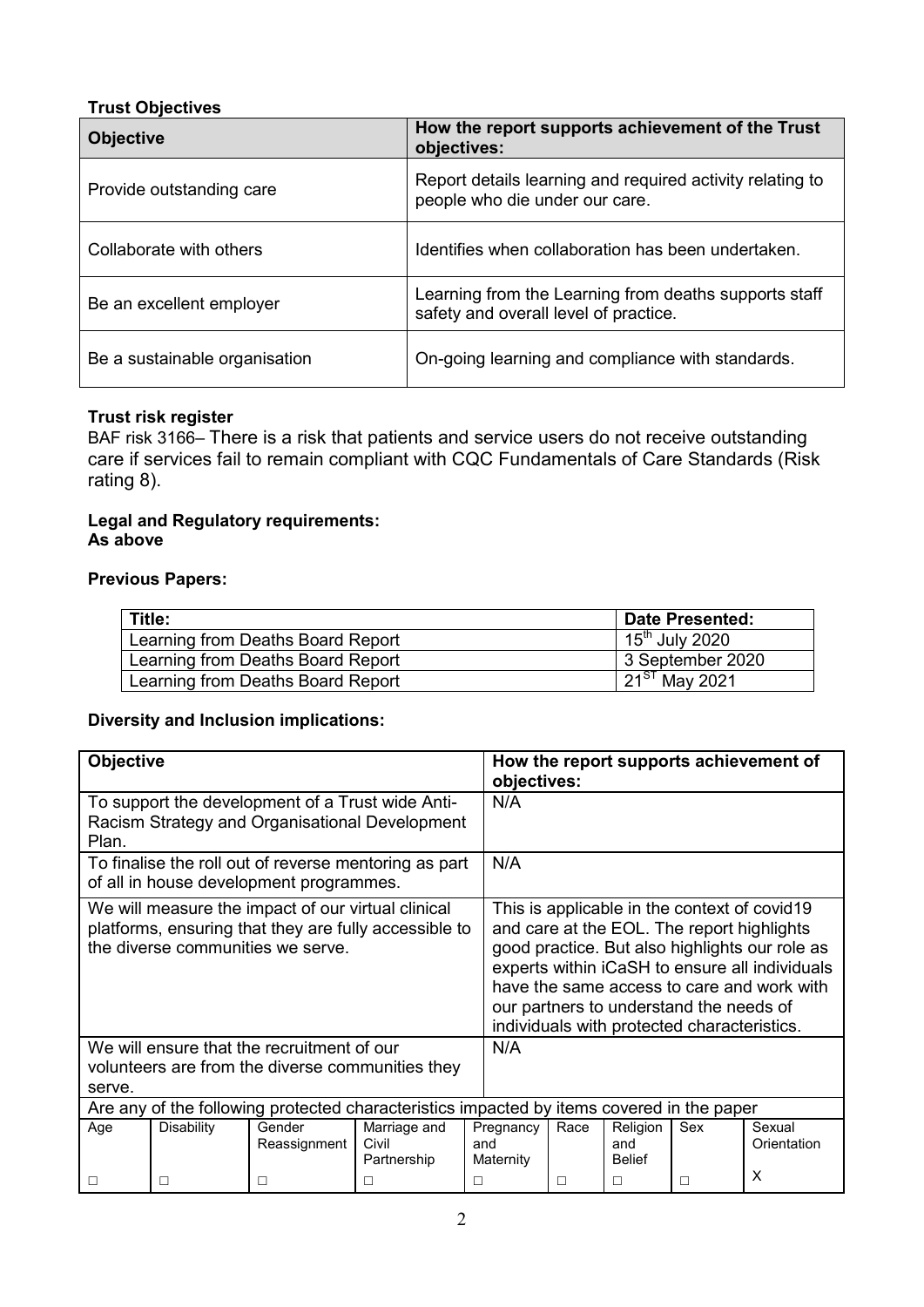**Trust Objectives**

| Objective | How the report supports achievement of the Trust objectives: |
|---|---|
| Provide outstanding care | Report details learning and required activity relating to people who die under our care. |
| Collaborate with others | Identifies when collaboration has been undertaken. |
| Be an excellent employer | Learning from the Learning from deaths supports staff safety and overall level of practice. |
| Be a sustainable organisation | On-going learning and compliance with standards. |

**Trust risk register**

BAF risk 3166– There is a risk that patients and service users do not receive outstanding care if services fail to remain compliant with CQC Fundamentals of Care Standards (Risk rating 8).

**Legal and Regulatory requirements:**
**As above**

**Previous Papers:**

| Title: | Date Presented: |
|---|---|
| Learning from Deaths Board Report | 15th July 2020 |
| Learning from Deaths Board Report | 3 September 2020 |
| Learning from Deaths Board Report | 21ST May 2021 |

**Diversity and Inclusion implications:**

| Objective | How the report supports achievement of objectives: |
|---|---|
| To support the development of a Trust wide Anti-Racism Strategy and Organisational Development Plan. | N/A |
| To finalise the roll out of reverse mentoring as part of all in house development programmes. | N/A |
| We will measure the impact of our virtual clinical platforms, ensuring that they are fully accessible to the diverse communities we serve. | This is applicable in the context of covid19 and care at the EOL. The report highlights good practice. But also highlights our role as experts within iCaSH to ensure all individuals have the same access to care and work with our partners to understand the needs of individuals with protected characteristics. |
| We will ensure that the recruitment of our volunteers are from the diverse communities they serve. | N/A |

Are any of the following protected characteristics impacted by items covered in the paper

| Age | Disability | Gender Reassignment | Marriage and Civil Partnership | Pregnancy and Maternity | Race | Religion and Belief | Sex | Sexual Orientation |
|---|---|---|---|---|---|---|---|---|
| ☐ | ☐ | ☐ | ☐ | ☐ | ☐ | ☐ | ☐ | X |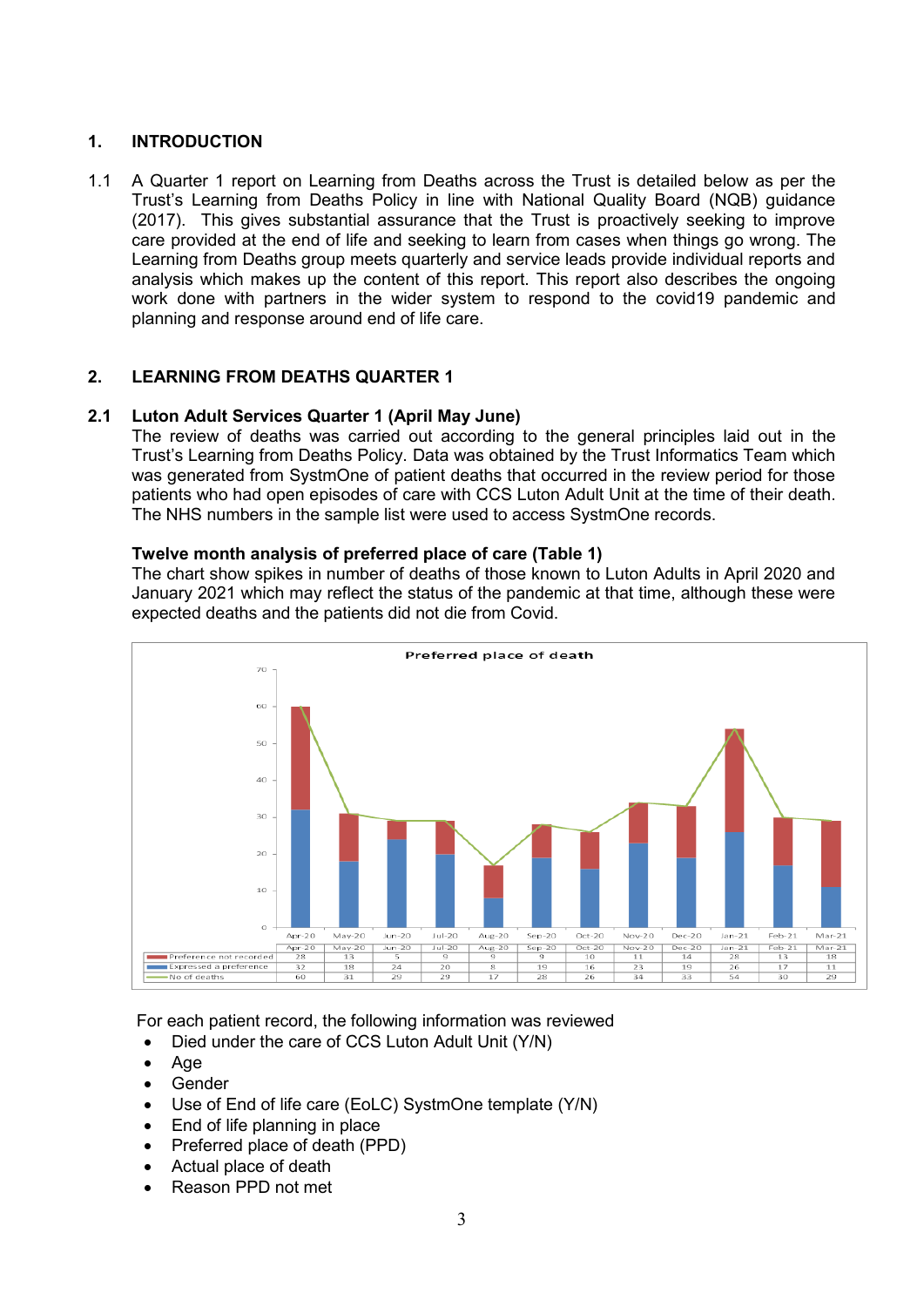## 1. INTRODUCTION

1.1 A Quarter 1 report on Learning from Deaths across the Trust is detailed below as per the Trust's Learning from Deaths Policy in line with National Quality Board (NQB) guidance (2017). This gives substantial assurance that the Trust is proactively seeking to improve care provided at the end of life and seeking to learn from cases when things go wrong. The Learning from Deaths group meets quarterly and service leads provide individual reports and analysis which makes up the content of this report. This report also describes the ongoing work done with partners in the wider system to respond to the covid19 pandemic and planning and response around end of life care.

## 2. LEARNING FROM DEATHS QUARTER 1

### 2.1 Luton Adult Services Quarter 1 (April May June)

The review of deaths was carried out according to the general principles laid out in the Trust's Learning from Deaths Policy. Data was obtained by the Trust Informatics Team which was generated from SystmOne of patient deaths that occurred in the review period for those patients who had open episodes of care with CCS Luton Adult Unit at the time of their death. The NHS numbers in the sample list were used to access SystmOne records.

**Twelve month analysis of preferred place of care (Table 1)**

The chart show spikes in number of deaths of those known to Luton Adults in April 2020 and January 2021 which may reflect the status of the pandemic at that time, although these were expected deaths and the patients did not die from Covid.

**Preferred place of death**

| | Apr-20 | May-20 | Jun-20 | Jul-20 | Aug-20 | Sep-20 | Oct-20 | Nov-20 | Dec-20 | Jan-21 | Feb-21 | Mar-21 |
|---|---|---|---|---|---|---|---|---|---|---|---|---|
| Preference not recorded | 28 | 13 | 5 | 9 | 9 | 9 | 10 | 11 | 14 | 28 | 13 | 18 |
| Expressed a preference | 32 | 18 | 24 | 20 | 8 | 19 | 16 | 23 | 19 | 26 | 17 | 11 |
| No of deaths | 60 | 31 | 29 | 29 | 17 | 28 | 26 | 34 | 33 | 54 | 30 | 29 |

For each patient record, the following information was reviewed

- Died under the care of CCS Luton Adult Unit (Y/N)
- Age
- Gender
- Use of End of life care (EoLC) SystmOne template (Y/N)
- End of life planning in place
- Preferred place of death (PPD)
- Actual place of death
- Reason PPD not met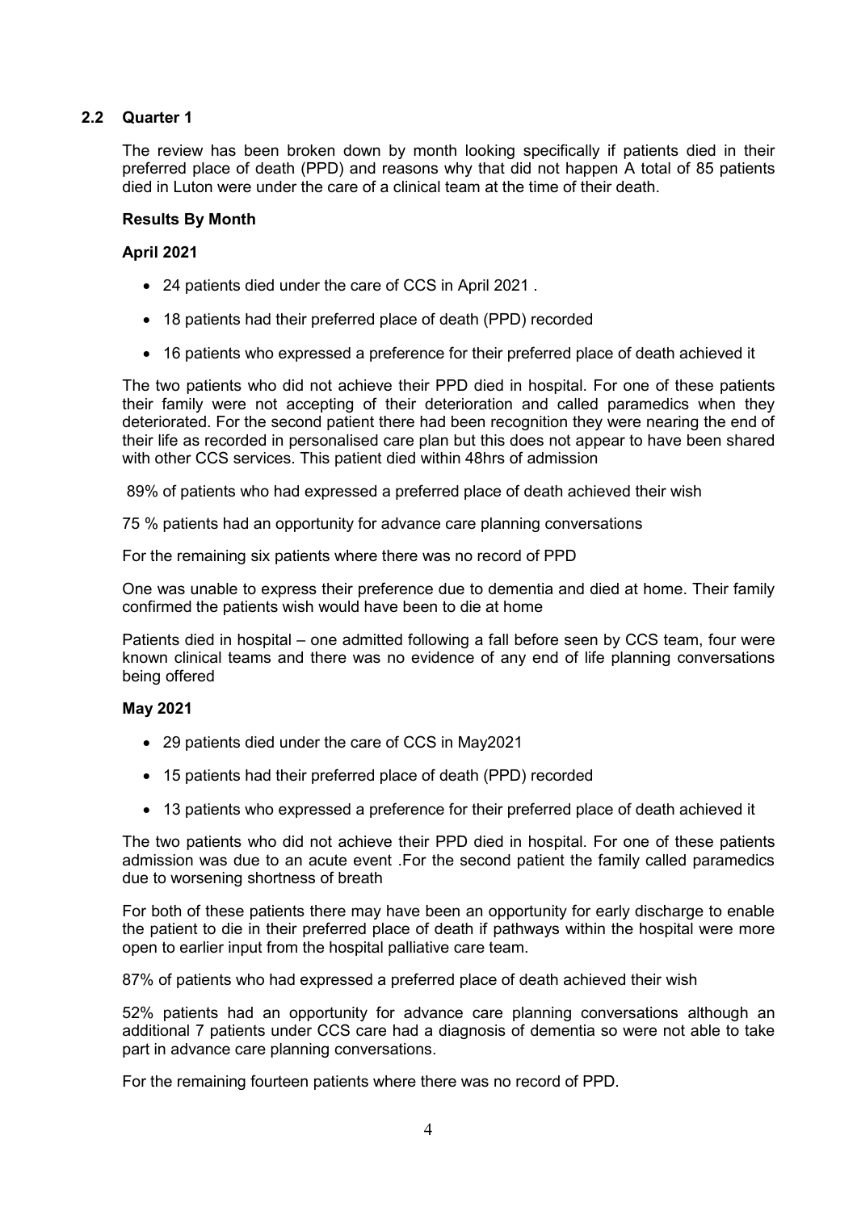## 2.2 Quarter 1

The review has been broken down by month looking specifically if patients died in their preferred place of death (PPD) and reasons why that did not happen A total of 85 patients died in Luton were under the care of a clinical team at the time of their death.

**Results By Month**

**April 2021**

- 24 patients died under the care of CCS in April 2021 .
- 18 patients had their preferred place of death (PPD) recorded
- 16 patients who expressed a preference for their preferred place of death achieved it

The two patients who did not achieve their PPD died in hospital. For one of these patients their family were not accepting of their deterioration and called paramedics when they deteriorated. For the second patient there had been recognition they were nearing the end of their life as recorded in personalised care plan but this does not appear to have been shared with other CCS services. This patient died within 48hrs of admission

89% of patients who had expressed a preferred place of death achieved their wish

75 % patients had an opportunity for advance care planning conversations

For the remaining six patients where there was no record of PPD

One was unable to express their preference due to dementia and died at home. Their family confirmed the patients wish would have been to die at home

Patients died in hospital – one admitted following a fall before seen by CCS team, four were known clinical teams and there was no evidence of any end of life planning conversations being offered

**May 2021**

- 29 patients died under the care of CCS in May2021
- 15 patients had their preferred place of death (PPD) recorded
- 13 patients who expressed a preference for their preferred place of death achieved it

The two patients who did not achieve their PPD died in hospital. For one of these patients admission was due to an acute event .For the second patient the family called paramedics due to worsening shortness of breath

For both of these patients there may have been an opportunity for early discharge to enable the patient to die in their preferred place of death if pathways within the hospital were more open to earlier input from the hospital palliative care team.

87% of patients who had expressed a preferred place of death achieved their wish

52% patients had an opportunity for advance care planning conversations although an additional 7 patients under CCS care had a diagnosis of dementia so were not able to take part in advance care planning conversations.

For the remaining fourteen patients where there was no record of PPD.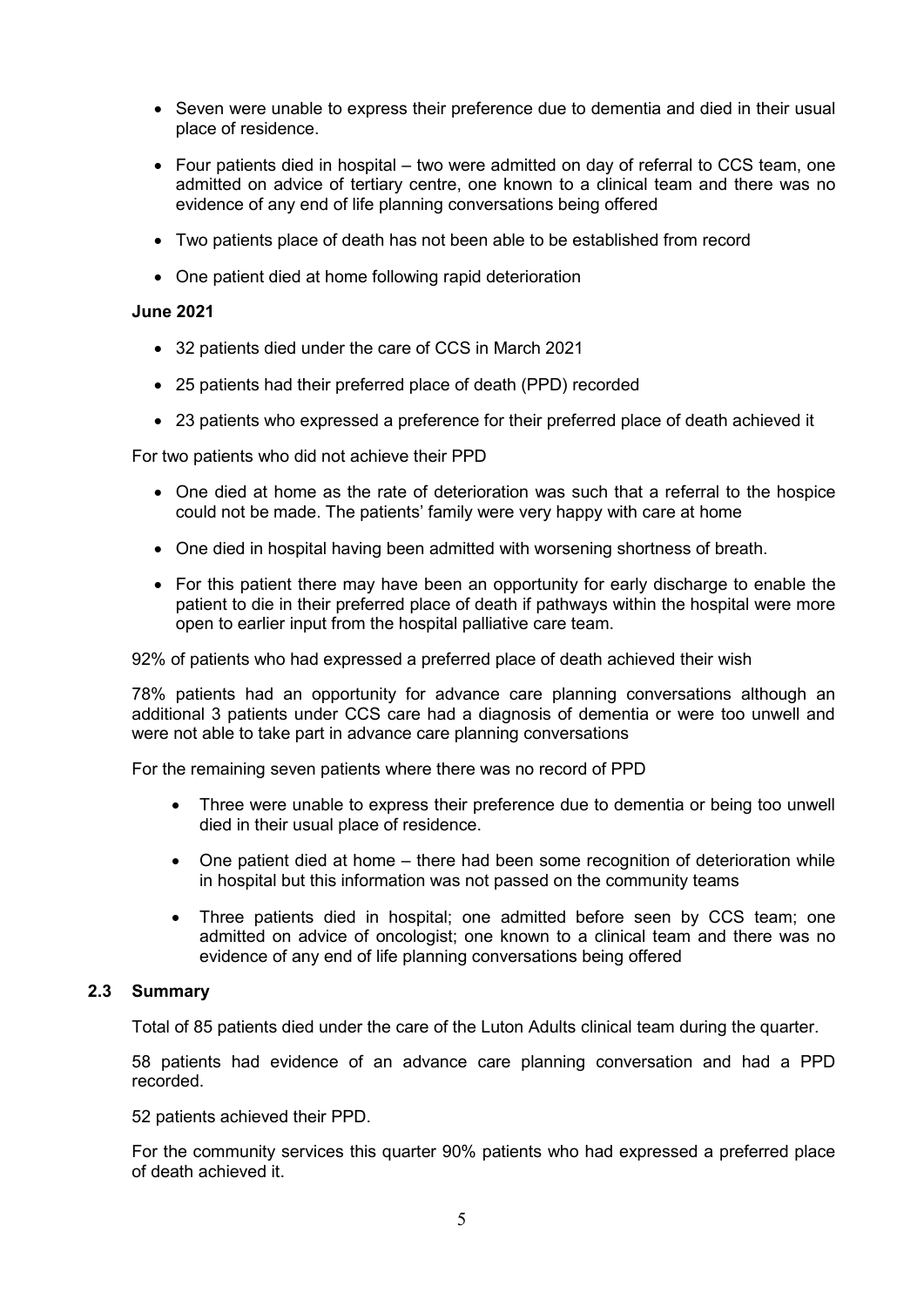- Seven were unable to express their preference due to dementia and died in their usual place of residence.
- Four patients died in hospital – two were admitted on day of referral to CCS team, one admitted on advice of tertiary centre, one known to a clinical team and there was no evidence of any end of life planning conversations being offered
- Two patients place of death has not been able to be established from record
- One patient died at home following rapid deterioration

**June 2021**

- 32 patients died under the care of CCS in March 2021
- 25 patients had their preferred place of death (PPD) recorded
- 23 patients who expressed a preference for their preferred place of death achieved it

For two patients who did not achieve their PPD

- One died at home as the rate of deterioration was such that a referral to the hospice could not be made. The patients' family were very happy with care at home
- One died in hospital having been admitted with worsening shortness of breath.
- For this patient there may have been an opportunity for early discharge to enable the patient to die in their preferred place of death if pathways within the hospital were more open to earlier input from the hospital palliative care team.

92% of patients who had expressed a preferred place of death achieved their wish

78% patients had an opportunity for advance care planning conversations although an additional 3 patients under CCS care had a diagnosis of dementia or were too unwell and were not able to take part in advance care planning conversations

For the remaining seven patients where there was no record of PPD

- Three were unable to express their preference due to dementia or being too unwell died in their usual place of residence.
- One patient died at home – there had been some recognition of deterioration while in hospital but this information was not passed on the community teams
- Three patients died in hospital; one admitted before seen by CCS team; one admitted on advice of oncologist; one known to a clinical team and there was no evidence of any end of life planning conversations being offered

### 2.3 Summary

Total of 85 patients died under the care of the Luton Adults clinical team during the quarter.

58 patients had evidence of an advance care planning conversation and had a PPD recorded.

52 patients achieved their PPD.

For the community services this quarter 90% patients who had expressed a preferred place of death achieved it.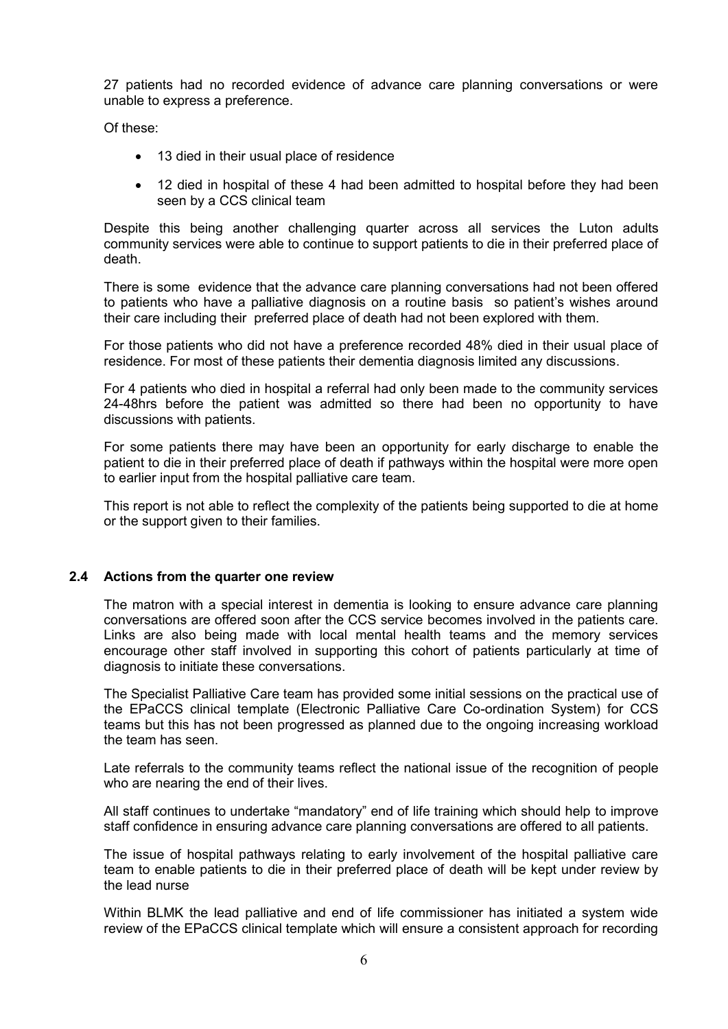27 patients had no recorded evidence of advance care planning conversations or were unable to express a preference.

Of these:

- 13 died in their usual place of residence
- 12 died in hospital of these 4 had been admitted to hospital before they had been seen by a CCS clinical team

Despite this being another challenging quarter across all services the Luton adults community services were able to continue to support patients to die in their preferred place of death.

There is some evidence that the advance care planning conversations had not been offered to patients who have a palliative diagnosis on a routine basis so patient's wishes around their care including their preferred place of death had not been explored with them.

For those patients who did not have a preference recorded 48% died in their usual place of residence. For most of these patients their dementia diagnosis limited any discussions.

For 4 patients who died in hospital a referral had only been made to the community services 24-48hrs before the patient was admitted so there had been no opportunity to have discussions with patients.

For some patients there may have been an opportunity for early discharge to enable the patient to die in their preferred place of death if pathways within the hospital were more open to earlier input from the hospital palliative care team.

This report is not able to reflect the complexity of the patients being supported to die at home or the support given to their families.

### 2.4 Actions from the quarter one review

The matron with a special interest in dementia is looking to ensure advance care planning conversations are offered soon after the CCS service becomes involved in the patients care. Links are also being made with local mental health teams and the memory services encourage other staff involved in supporting this cohort of patients particularly at time of diagnosis to initiate these conversations.

The Specialist Palliative Care team has provided some initial sessions on the practical use of the EPaCCS clinical template (Electronic Palliative Care Co-ordination System) for CCS teams but this has not been progressed as planned due to the ongoing increasing workload the team has seen.

Late referrals to the community teams reflect the national issue of the recognition of people who are nearing the end of their lives.

All staff continues to undertake "mandatory" end of life training which should help to improve staff confidence in ensuring advance care planning conversations are offered to all patients.

The issue of hospital pathways relating to early involvement of the hospital palliative care team to enable patients to die in their preferred place of death will be kept under review by the lead nurse

Within BLMK the lead palliative and end of life commissioner has initiated a system wide review of the EPaCCS clinical template which will ensure a consistent approach for recording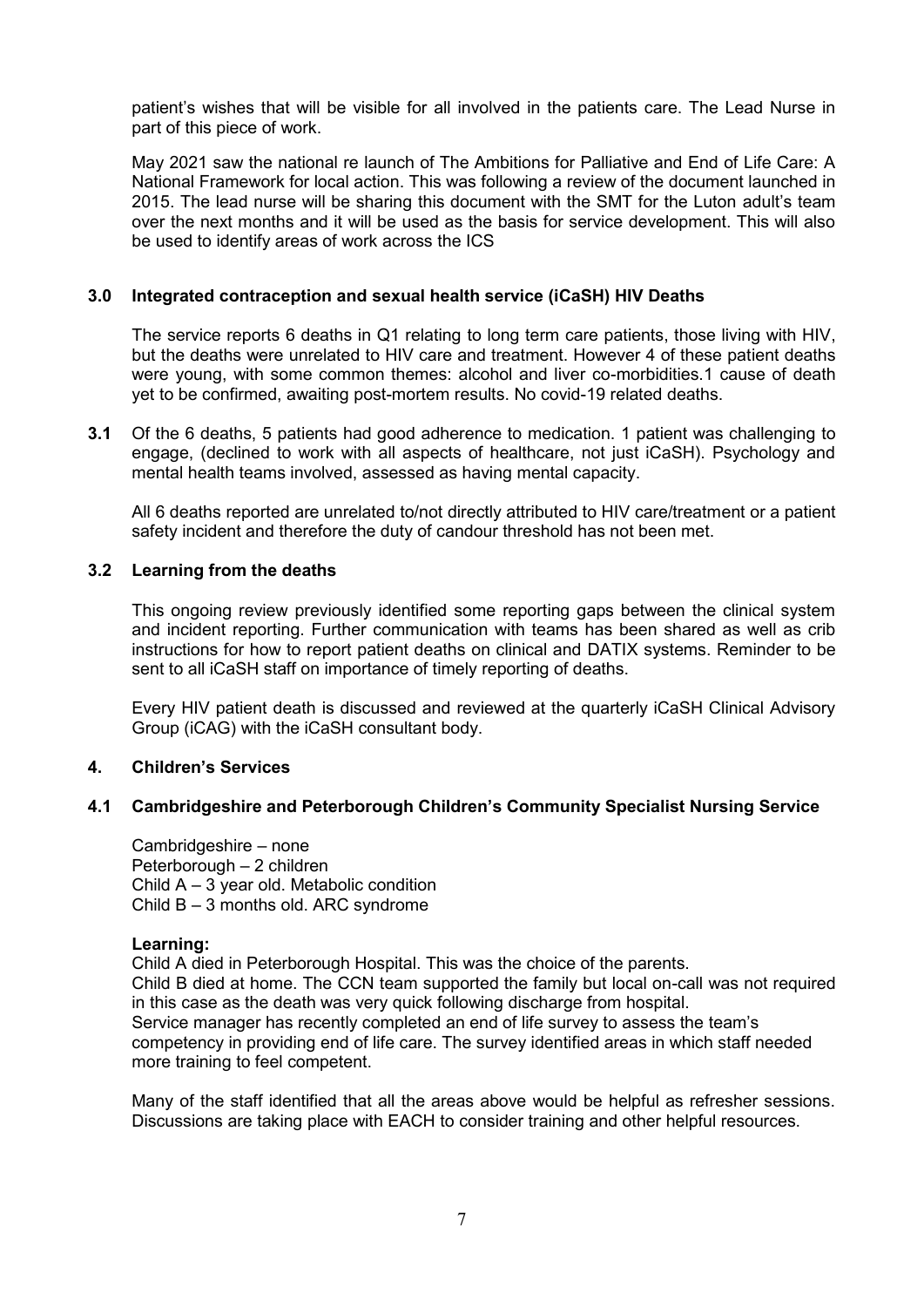patient's wishes that will be visible for all involved in the patients care. The Lead Nurse in part of this piece of work.

May 2021 saw the national re launch of The Ambitions for Palliative and End of Life Care: A National Framework for local action. This was following a review of the document launched in 2015. The lead nurse will be sharing this document with the SMT for the Luton adult's team over the next months and it will be used as the basis for service development. This will also be used to identify areas of work across the ICS

## 3.0 Integrated contraception and sexual health service (iCaSH) HIV Deaths

The service reports 6 deaths in Q1 relating to long term care patients, those living with HIV, but the deaths were unrelated to HIV care and treatment. However 4 of these patient deaths were young, with some common themes: alcohol and liver co-morbidities.1 cause of death yet to be confirmed, awaiting post-mortem results. No covid-19 related deaths.

**3.1** Of the 6 deaths, 5 patients had good adherence to medication. 1 patient was challenging to engage, (declined to work with all aspects of healthcare, not just iCaSH). Psychology and mental health teams involved, assessed as having mental capacity.

All 6 deaths reported are unrelated to/not directly attributed to HIV care/treatment or a patient safety incident and therefore the duty of candour threshold has not been met.

### 3.2 Learning from the deaths

This ongoing review previously identified some reporting gaps between the clinical system and incident reporting. Further communication with teams has been shared as well as crib instructions for how to report patient deaths on clinical and DATIX systems. Reminder to be sent to all iCaSH staff on importance of timely reporting of deaths.

Every HIV patient death is discussed and reviewed at the quarterly iCaSH Clinical Advisory Group (iCAG) with the iCaSH consultant body.

## 4. Children's Services

### 4.1 Cambridgeshire and Peterborough Children's Community Specialist Nursing Service

Cambridgeshire – none
Peterborough – 2 children
Child A – 3 year old. Metabolic condition
Child B – 3 months old. ARC syndrome

**Learning:**
Child A died in Peterborough Hospital. This was the choice of the parents.
Child B died at home. The CCN team supported the family but local on-call was not required in this case as the death was very quick following discharge from hospital.
Service manager has recently completed an end of life survey to assess the team's competency in providing end of life care. The survey identified areas in which staff needed more training to feel competent.

Many of the staff identified that all the areas above would be helpful as refresher sessions. Discussions are taking place with EACH to consider training and other helpful resources.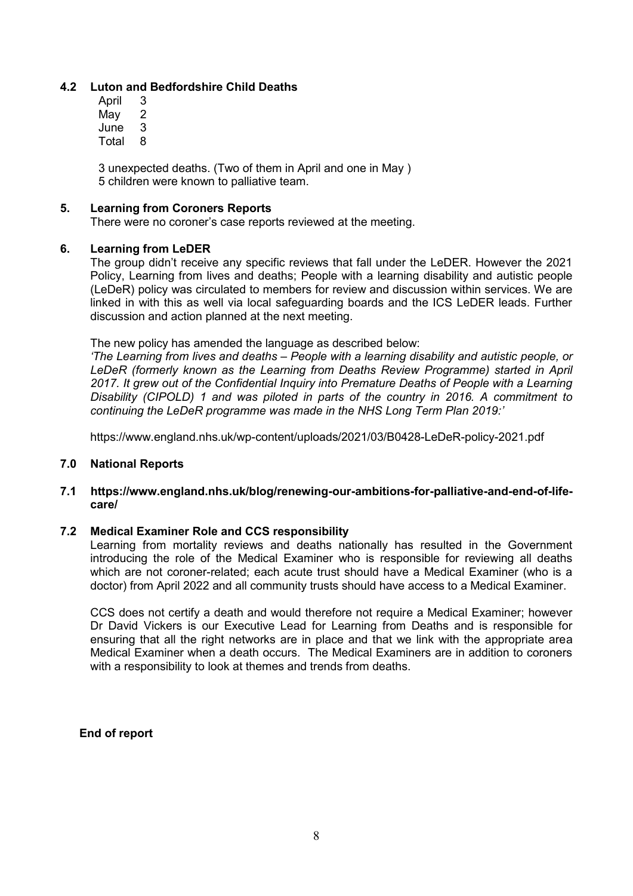### 4.2 Luton and Bedfordshire Child Deaths

| | |
|---|---|
| April | 3 |
| May | 2 |
| June | 3 |
| Total | 8 |

3 unexpected deaths. (Two of them in April and one in May )
5 children were known to palliative team.

## 5. Learning from Coroners Reports

There were no coroner's case reports reviewed at the meeting.

## 6. Learning from LeDER

The group didn't receive any specific reviews that fall under the LeDER. However the 2021 Policy, Learning from lives and deaths; People with a learning disability and autistic people (LeDeR) policy was circulated to members for review and discussion within services. We are linked in with this as well via local safeguarding boards and the ICS LeDER leads. Further discussion and action planned at the next meeting.

The new policy has amended the language as described below:

*'The Learning from lives and deaths – People with a learning disability and autistic people, or LeDeR (formerly known as the Learning from Deaths Review Programme) started in April 2017. It grew out of the Confidential Inquiry into Premature Deaths of People with a Learning Disability (CIPOLD) 1 and was piloted in parts of the country in 2016. A commitment to continuing the LeDeR programme was made in the NHS Long Term Plan 2019:'*

https://www.england.nhs.uk/wp-content/uploads/2021/03/B0428-LeDeR-policy-2021.pdf

## 7.0 National Reports

### 7.1 https://www.england.nhs.uk/blog/renewing-our-ambitions-for-palliative-and-end-of-life-care/

### 7.2 Medical Examiner Role and CCS responsibility

Learning from mortality reviews and deaths nationally has resulted in the Government introducing the role of the Medical Examiner who is responsible for reviewing all deaths which are not coroner-related; each acute trust should have a Medical Examiner (who is a doctor) from April 2022 and all community trusts should have access to a Medical Examiner.

CCS does not certify a death and would therefore not require a Medical Examiner; however Dr David Vickers is our Executive Lead for Learning from Deaths and is responsible for ensuring that all the right networks are in place and that we link with the appropriate area Medical Examiner when a death occurs. The Medical Examiners are in addition to coroners with a responsibility to look at themes and trends from deaths.

**End of report**